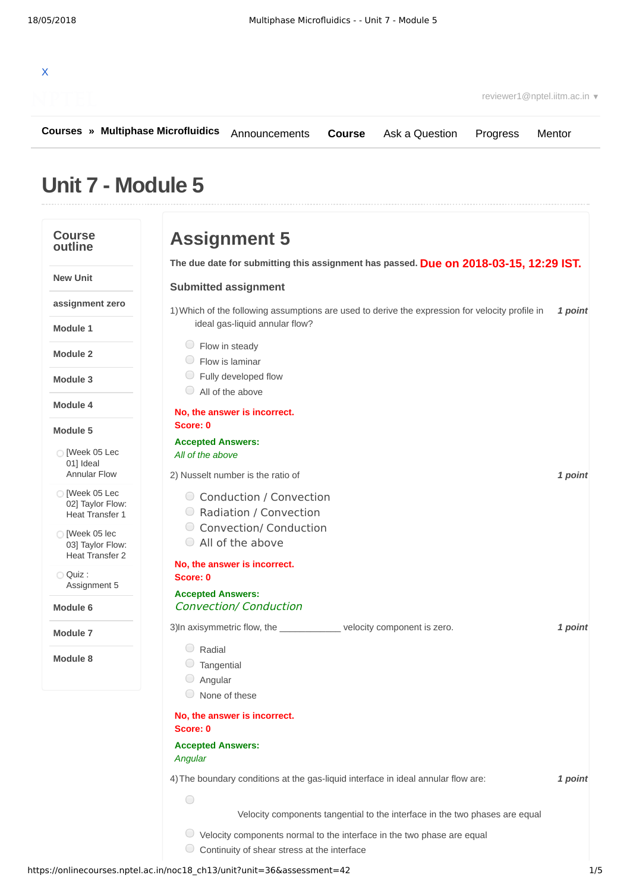X

reviewer1@nptel.iitm.ac.in ▾

**Courses » Multiphase Microfluidics** Announcements **Course** Ask a Question Progress Mentor

# Unit 7 - Module 5

## Course outline

- New Unit
- assignment zero
- Module 1
- Module 2
- Module 3
- Module 4
- Module 5
  - [Week 05 Lec 01] Ideal Annular Flow
  - [Week 05 Lec 02] Taylor Flow: Heat Transfer 1
  - [Week 05 lec 03] Taylor Flow: Heat Transfer 2
  - Quiz : Assignment 5
- Module 6
- Module 7
- Module 8

# Assignment 5

**The due date for submitting this assignment has passed.** **Due on 2018-03-15, 12:29 IST.**

### Submitted assignment

1) Which of the following assumptions are used to derive the expression for velocity profile in ideal gas-liquid annular flow? ***1 point***

- Flow in steady
- Flow is laminar
- Fully developed flow
- All of the above

**No, the answer is incorrect.**
**Score: 0**

**Accepted Answers:**
*All of the above*

2) Nusselt number is the ratio of ***1 point***

- Conduction / Convection
- Radiation / Convection
- Convection/ Conduction
- All of the above

**No, the answer is incorrect.**
**Score: 0**

**Accepted Answers:**
*Convection/ Conduction*

3) In axisymmetric flow, the ____________ velocity component is zero. ***1 point***

- Radial
- Tangential
- Angular
- None of these

**No, the answer is incorrect.**
**Score: 0**

**Accepted Answers:**
*Angular*

4) The boundary conditions at the gas-liquid interface in ideal annular flow are: ***1 point***

- Velocity components tangential to the interface in the two phases are equal
- Velocity components normal to the interface in the two phase are equal
- Continuity of shear stress at the interface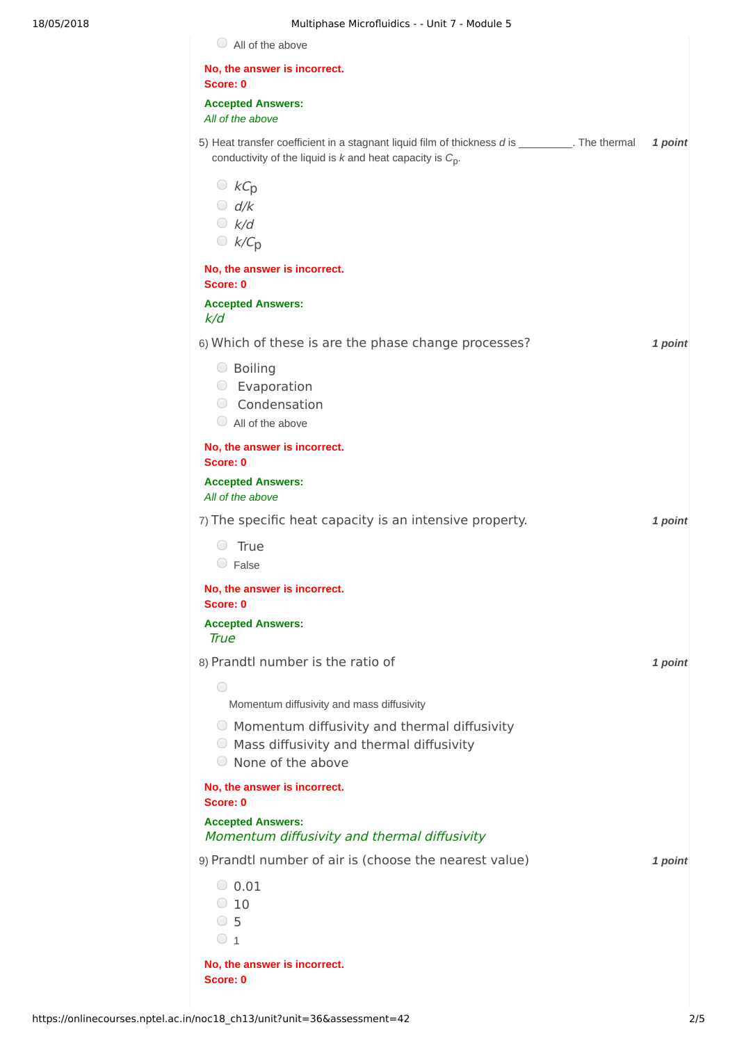- All of the above

**No, the answer is incorrect.**
**Score: 0**

**Accepted Answers:**
*All of the above*

5) Heat transfer coefficient in a stagnant liquid film of thickness $d$ is _________. The thermal conductivity of the liquid is $k$ and heat capacity is $C_p$. **1 point**

- $kC_p$
- $d/k$
- $k/d$
- $k/C_p$

**No, the answer is incorrect.**
**Score: 0**

**Accepted Answers:**
$k/d$

6) Which of these is are the phase change processes? **1 point**

- Boiling
- Evaporation
- Condensation
- All of the above

**No, the answer is incorrect.**
**Score: 0**

**Accepted Answers:**
*All of the above*

7) The specific heat capacity is an intensive property. **1 point**

- True
- False

**No, the answer is incorrect.**
**Score: 0**

**Accepted Answers:**
*True*

8) Prandtl number is the ratio of **1 point**

- Momentum diffusivity and mass diffusivity
- Momentum diffusivity and thermal diffusivity
- Mass diffusivity and thermal diffusivity
- None of the above

**No, the answer is incorrect.**
**Score: 0**

**Accepted Answers:**
*Momentum diffusivity and thermal diffusivity*

9) Prandtl number of air is (choose the nearest value) **1 point**

- 0.01
- 10
- 5
- 1

**No, the answer is incorrect.**
**Score: 0**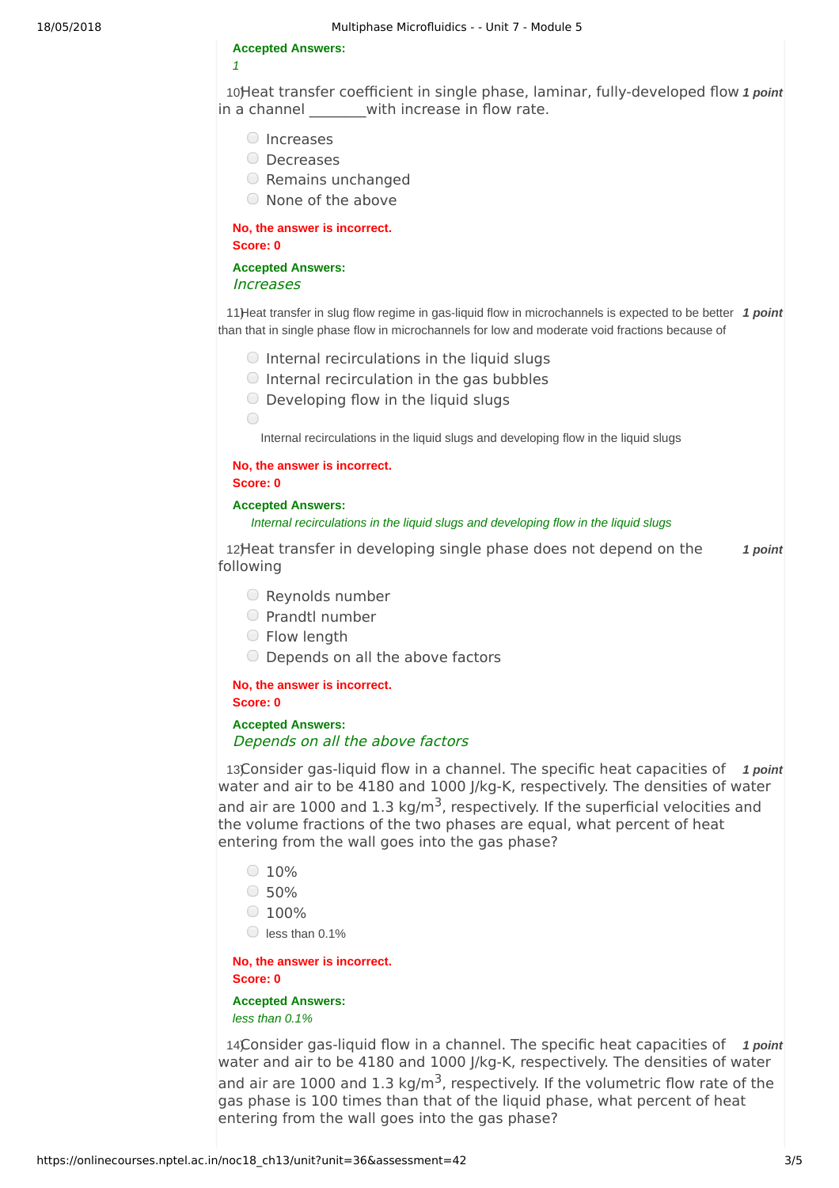**Accepted Answers:**
*1*

10) Heat transfer coefficient in single phase, laminar, fully-developed flow in a channel ________with increase in flow rate. **1 point**

- Increases
- Decreases
- Remains unchanged
- None of the above

**No, the answer is incorrect.**
**Score: 0**

**Accepted Answers:**
*Increases*

11) Heat transfer in slug flow regime in gas-liquid flow in microchannels is expected to be better than that in single phase flow in microchannels for low and moderate void fractions because of **1 point**

- Internal recirculations in the liquid slugs
- Internal recirculation in the gas bubbles
- Developing flow in the liquid slugs
- Internal recirculations in the liquid slugs and developing flow in the liquid slugs

**No, the answer is incorrect.**
**Score: 0**

**Accepted Answers:**
*Internal recirculations in the liquid slugs and developing flow in the liquid slugs*

12) Heat transfer in developing single phase does not depend on the following **1 point**

- Reynolds number
- Prandtl number
- Flow length
- Depends on all the above factors

**No, the answer is incorrect.**
**Score: 0**

**Accepted Answers:**
*Depends on all the above factors*

13) Consider gas-liquid flow in a channel. The specific heat capacities of water and air to be 4180 and 1000 J/kg-K, respectively. The densities of water and air are 1000 and 1.3 kg/m$^3$, respectively. If the superficial velocities and the volume fractions of the two phases are equal, what percent of heat entering from the wall goes into the gas phase? **1 point**

- 10%
- 50%
- 100%
- less than 0.1%

**No, the answer is incorrect.**
**Score: 0**

**Accepted Answers:**
*less than 0.1%*

14) Consider gas-liquid flow in a channel. The specific heat capacities of water and air to be 4180 and 1000 J/kg-K, respectively. The densities of water and air are 1000 and 1.3 kg/m$^3$, respectively. If the volumetric flow rate of the gas phase is 100 times than that of the liquid phase, what percent of heat entering from the wall goes into the gas phase? **1 point**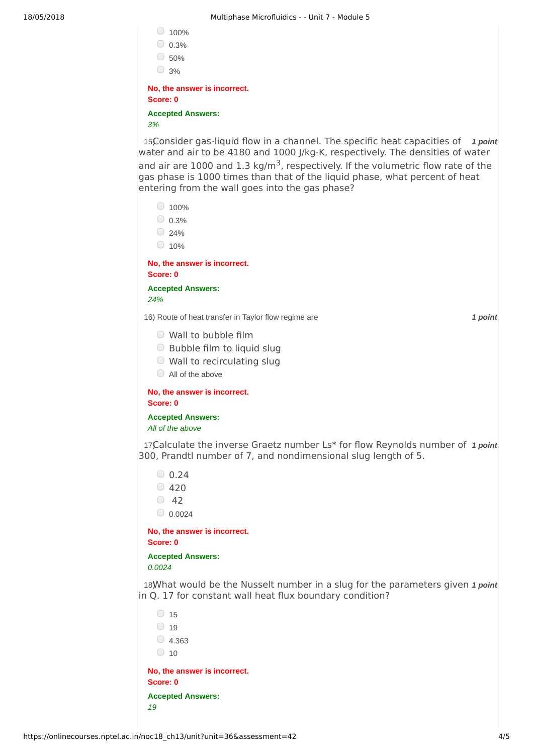- 100%
- 0.3%
- 50%
- 3%

**No, the answer is incorrect.**
**Score: 0**

**Accepted Answers:**
*3%*

15) Consider gas-liquid flow in a channel. The specific heat capacities of water and air to be 4180 and 1000 J/kg-K, respectively. The densities of water and air are 1000 and 1.3 kg/m$^3$, respectively. If the volumetric flow rate of the gas phase is 1000 times than that of the liquid phase, what percent of heat entering from the wall goes into the gas phase? ***1 point***

- 100%
- 0.3%
- 24%
- 10%

**No, the answer is incorrect.**
**Score: 0**

**Accepted Answers:**
*24%*

16) Route of heat transfer in Taylor flow regime are ***1 point***

- Wall to bubble film
- Bubble film to liquid slug
- Wall to recirculating slug
- All of the above

**No, the answer is incorrect.**
**Score: 0**

**Accepted Answers:**
*All of the above*

17) Calculate the inverse Graetz number Ls* for flow Reynolds number of 300, Prandtl number of 7, and nondimensional slug length of 5. ***1 point***

- 0.24
- 420
- 42
- 0.0024

**No, the answer is incorrect.**
**Score: 0**

**Accepted Answers:**
*0.0024*

18) What would be the Nusselt number in a slug for the parameters given in Q. 17 for constant wall heat flux boundary condition? ***1 point***

- 15
- 19
- 4.363
- 10

**No, the answer is incorrect.**
**Score: 0**

**Accepted Answers:**
*19*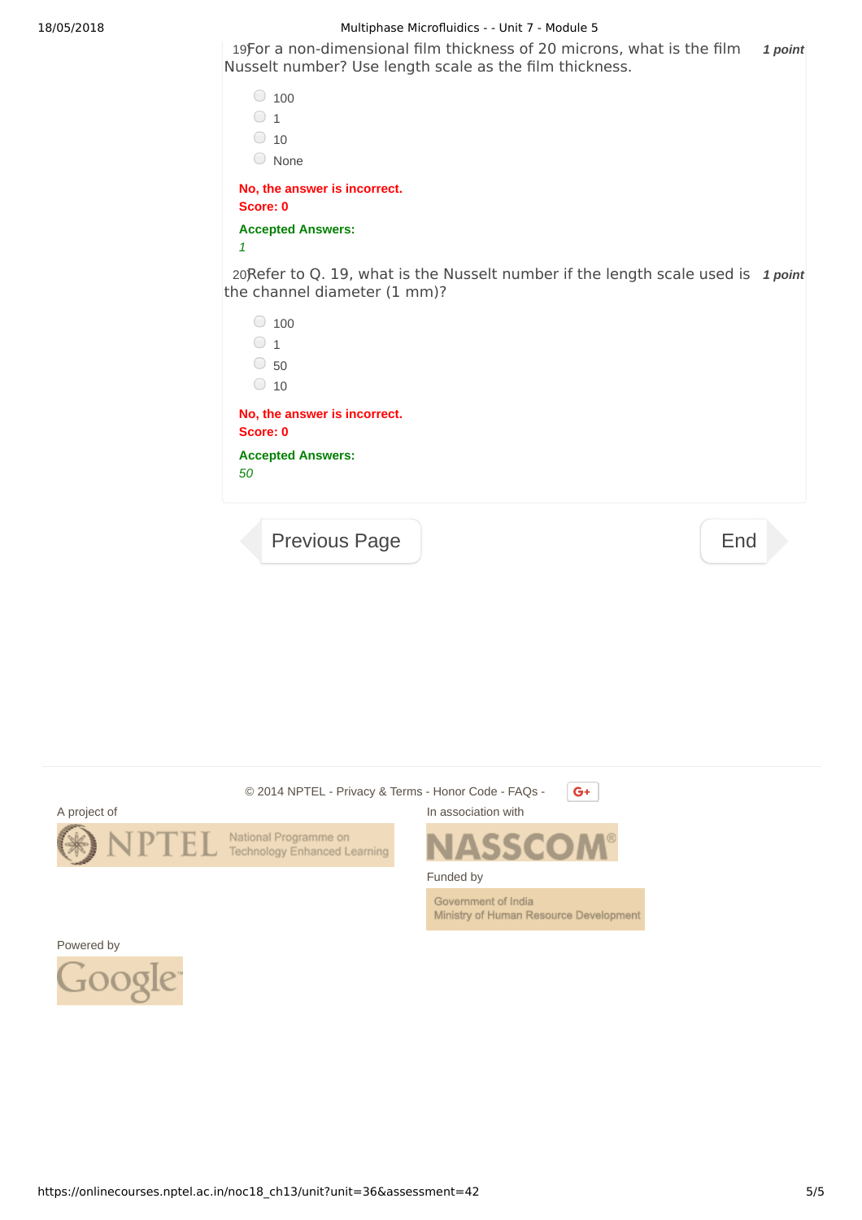19) For a non-dimensional film thickness of 20 microns, what is the film Nusselt number? Use length scale as the film thickness. **1 point**

- 100
- 1
- 10
- None

**No, the answer is incorrect.**
**Score: 0**

**Accepted Answers:**
*1*

20) Refer to Q. 19, what is the Nusselt number if the length scale used is the channel diameter (1 mm)? **1 point**

- 100
- 1
- 50
- 10

**No, the answer is incorrect.**
**Score: 0**

**Accepted Answers:**
*50*

Previous Page

End

© 2014 NPTEL - Privacy & Terms - Honor Code - FAQs -

A project of

NPTEL National Programme on Technology Enhanced Learning

In association with

NASSCOM

Funded by

Government of India Ministry of Human Resource Development

Powered by

Google